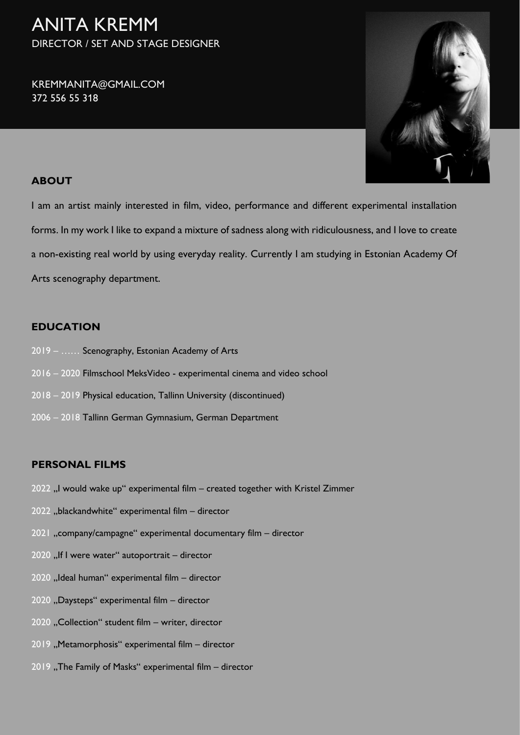# ANITA KREMM

DIRECTOR / SET AND STAGE DESIGNER

KREMMANITA@GMAIL.COM
372 556 55 318

## ABOUT

I am an artist mainly interested in film, video, performance and different experimental installation forms. In my work I like to expand a mixture of sadness along with ridiculousness, and I love to create a non-existing real world by using everyday reality. Currently I am studying in Estonian Academy Of Arts scenography department.

## EDUCATION

2019 – …… Scenography, Estonian Academy of Arts

2016 – 2020 Filmschool MeksVideo - experimental cinema and video school

2018 – 2019 Physical education, Tallinn University (discontinued)

2006 – 2018 Tallinn German Gymnasium, German Department

## PERSONAL FILMS

2022 „I would wake up“ experimental film – created together with Kristel Zimmer

2022 „blackandwhite“ experimental film – director

2021 „company/campagne“ experimental documentary film – director

2020 „If I were water“ autoportrait – director

2020 „Ideal human“ experimental film – director

2020 „Daysteps“ experimental film – director

2020 „Collection“ student film – writer, director

2019 „Metamorphosis“ experimental film – director

2019 „The Family of Masks“ experimental film – director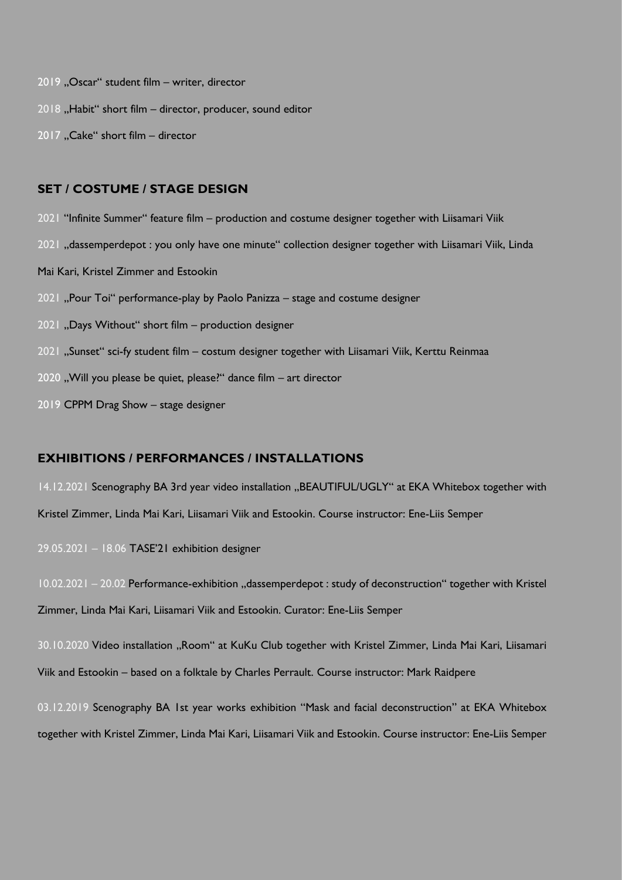2019 „Oscar“ student film – writer, director

2018 „Habit“ short film – director, producer, sound editor

2017 „Cake“ short film – director

## SET / COSTUME / STAGE DESIGN

2021 “Infinite Summer“ feature film – production and costume designer together with Liisamari Viik

2021 „dassemperdepot : you only have one minute“ collection designer together with Liisamari Viik, Linda Mai Kari, Kristel Zimmer and Estookin

2021 „Pour Toi“ performance-play by Paolo Panizza – stage and costume designer

2021 „Days Without“ short film – production designer

2021 „Sunset“ sci-fy student film – costum designer together with Liisamari Viik, Kerttu Reinmaa

2020 „Will you please be quiet, please?“ dance film – art director

2019 CPPM Drag Show – stage designer

## EXHIBITIONS / PERFORMANCES / INSTALLATIONS

14.12.2021 Scenography BA 3rd year video installation „BEAUTIFUL/UGLY“ at EKA Whitebox together with Kristel Zimmer, Linda Mai Kari, Liisamari Viik and Estookin. Course instructor: Ene-Liis Semper

29.05.2021 – 18.06 TASE’21 exhibition designer

10.02.2021 – 20.02 Performance-exhibition „dassemperdepot : study of deconstruction“ together with Kristel Zimmer, Linda Mai Kari, Liisamari Viik and Estookin. Curator: Ene-Liis Semper

30.10.2020 Video installation „Room“ at KuKu Club together with Kristel Zimmer, Linda Mai Kari, Liisamari Viik and Estookin – based on a folktale by Charles Perrault. Course instructor: Mark Raidpere

03.12.2019 Scenography BA 1st year works exhibition “Mask and facial deconstruction” at EKA Whitebox together with Kristel Zimmer, Linda Mai Kari, Liisamari Viik and Estookin. Course instructor: Ene-Liis Semper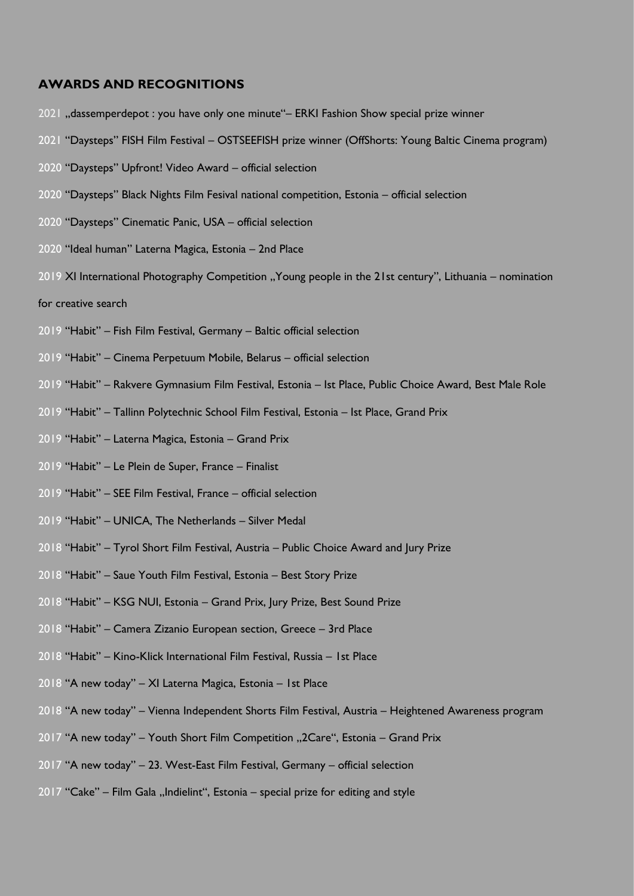## AWARDS AND RECOGNITIONS

2021 „dassemperdepot : you have only one minute"– ERKI Fashion Show special prize winner

2021 "Daysteps" FISH Film Festival – OSTSEEFISH prize winner (OffShorts: Young Baltic Cinema program)

2020 "Daysteps" Upfront! Video Award – official selection

2020 "Daysteps" Black Nights Film Fesival national competition, Estonia – official selection

2020 "Daysteps" Cinematic Panic, USA – official selection

2020 "Ideal human" Laterna Magica, Estonia – 2nd Place

2019 XI International Photography Competition „Young people in the 21st century", Lithuania – nomination for creative search

2019 "Habit" – Fish Film Festival, Germany – Baltic official selection

2019 "Habit" – Cinema Perpetuum Mobile, Belarus – official selection

2019 "Habit" – Rakvere Gymnasium Film Festival, Estonia – Ist Place, Public Choice Award, Best Male Role

2019 "Habit" – Tallinn Polytechnic School Film Festival, Estonia – Ist Place, Grand Prix

2019 "Habit" – Laterna Magica, Estonia – Grand Prix

2019 "Habit" – Le Plein de Super, France – Finalist

2019 "Habit" – SEE Film Festival, France – official selection

2019 "Habit" – UNICA, The Netherlands – Silver Medal

2018 "Habit" – Tyrol Short Film Festival, Austria – Public Choice Award and Jury Prize

2018 "Habit" – Saue Youth Film Festival, Estonia – Best Story Prize

2018 "Habit" – KSG NUI, Estonia – Grand Prix, Jury Prize, Best Sound Prize

2018 "Habit" – Camera Zizanio European section, Greece – 3rd Place

2018 "Habit" – Kino-Klick International Film Festival, Russia – 1st Place

2018 "A new today" – XI Laterna Magica, Estonia – 1st Place

2018 "A new today" – Vienna Independent Shorts Film Festival, Austria – Heightened Awareness program

2017 "A new today" – Youth Short Film Competition „2Care", Estonia – Grand Prix

2017 "A new today" – 23. West-East Film Festival, Germany – official selection

2017 "Cake" – Film Gala „Indielint", Estonia – special prize for editing and style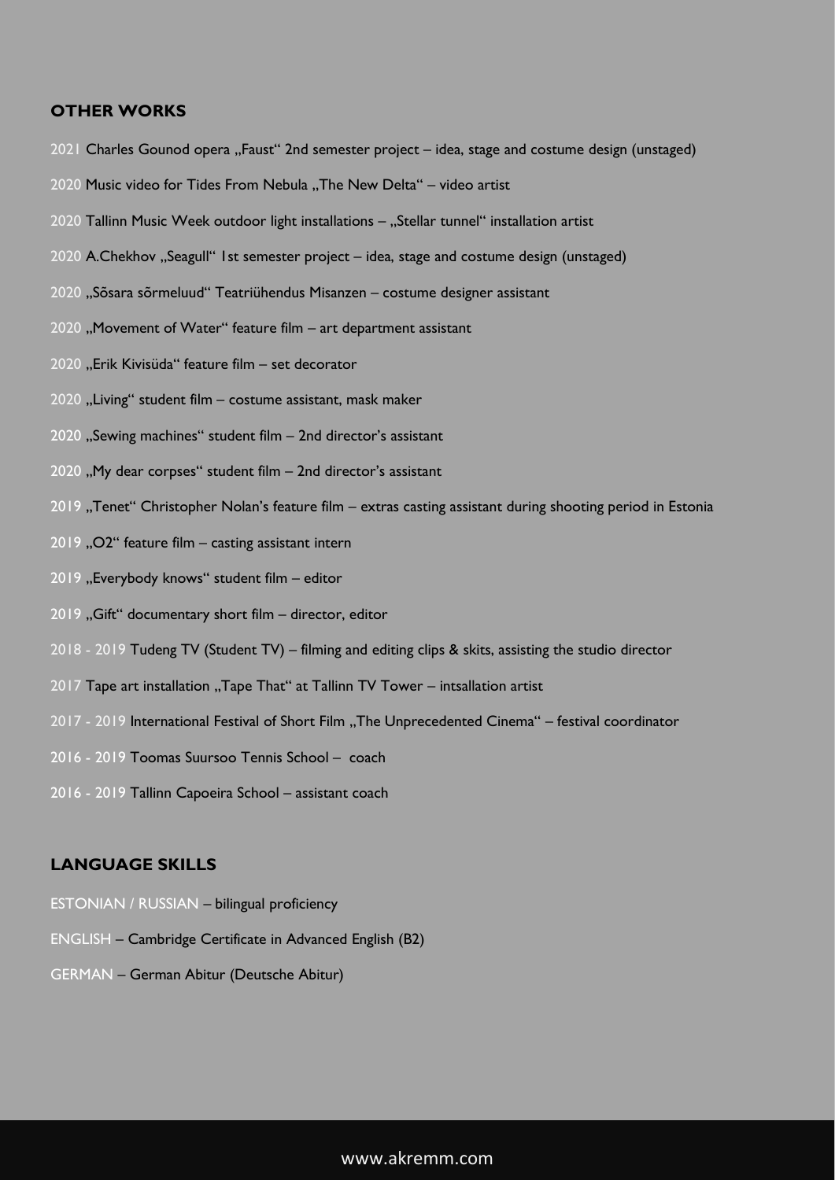## OTHER WORKS

2021 Charles Gounod opera „Faust“ 2nd semester project – idea, stage and costume design (unstaged)

2020 Music video for Tides From Nebula „The New Delta“ – video artist

2020 Tallinn Music Week outdoor light installations – „Stellar tunnel“ installation artist

2020 A.Chekhov „Seagull“ 1st semester project – idea, stage and costume design (unstaged)

2020 „Sõsara sõrmeluud“ Teatriühendus Misanzen – costume designer assistant

2020 „Movement of Water“ feature film – art department assistant

2020 „Erik Kivisüda“ feature film – set decorator

2020 „Living“ student film – costume assistant, mask maker

2020 „Sewing machines“ student film – 2nd director's assistant

2020 „My dear corpses“ student film – 2nd director's assistant

2019 „Tenet“ Christopher Nolan's feature film – extras casting assistant during shooting period in Estonia

2019 „O2“ feature film – casting assistant intern

2019 „Everybody knows“ student film – editor

2019 „Gift“ documentary short film – director, editor

2018 - 2019 Tudeng TV (Student TV) – filming and editing clips & skits, assisting the studio director

2017 Tape art installation „Tape That“ at Tallinn TV Tower – intsallation artist

2017 - 2019 International Festival of Short Film „The Unprecedented Cinema“ – festival coordinator

2016 - 2019 Toomas Suursoo Tennis School – coach

2016 - 2019 Tallinn Capoeira School – assistant coach

## LANGUAGE SKILLS

ESTONIAN / RUSSIAN – bilingual proficiency

ENGLISH – Cambridge Certificate in Advanced English (B2)

GERMAN – German Abitur (Deutsche Abitur)

www.akremm.com